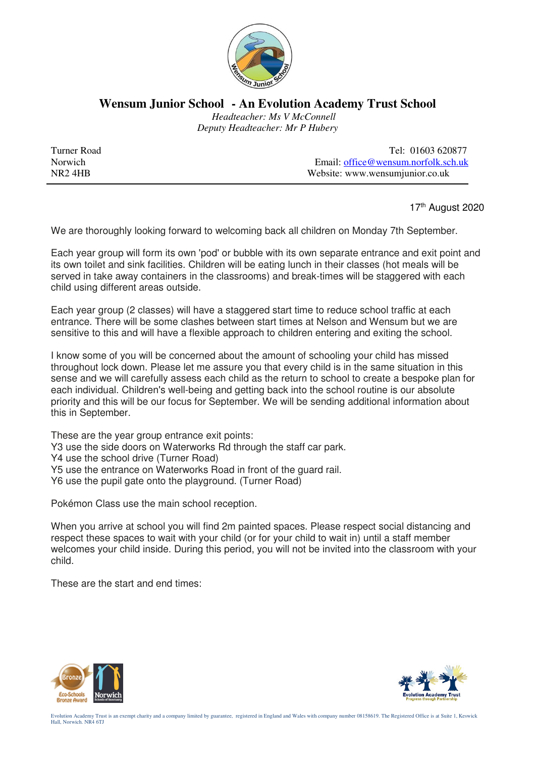# Wensum Junior School - An Evolution Academy Trust School

*Headteacher: Ms V McConnell*
*Deputy Headteacher: Mr P Hubery*

Turner Road
Norwich
NR2 4HB

Tel: 01603 620877
Email: office@wensum.norfolk.sch.uk
Website: www.wensumjunior.co.uk

---

17th August 2020

We are thoroughly looking forward to welcoming back all children on Monday 7th September.

Each year group will form its own 'pod' or bubble with its own separate entrance and exit point and its own toilet and sink facilities. Children will be eating lunch in their classes (hot meals will be served in take away containers in the classrooms) and break-times will be staggered with each child using different areas outside.

Each year group (2 classes) will have a staggered start time to reduce school traffic at each entrance. There will be some clashes between start times at Nelson and Wensum but we are sensitive to this and will have a flexible approach to children entering and exiting the school.

I know some of you will be concerned about the amount of schooling your child has missed throughout lock down. Please let me assure you that every child is in the same situation in this sense and we will carefully assess each child as the return to school to create a bespoke plan for each individual. Children's well-being and getting back into the school routine is our absolute priority and this will be our focus for September. We will be sending additional information about this in September.

These are the year group entrance exit points:
Y3 use the side doors on Waterworks Rd through the staff car park.
Y4 use the school drive (Turner Road)
Y5 use the entrance on Waterworks Road in front of the guard rail.
Y6 use the pupil gate onto the playground. (Turner Road)

Pokémon Class use the main school reception.

When you arrive at school you will find 2m painted spaces. Please respect social distancing and respect these spaces to wait with your child (or for your child to wait in) until a staff member welcomes your child inside. During this period, you will not be invited into the classroom with your child.

These are the start and end times:

Evolution Academy Trust is an exempt charity and a company limited by guarantee, registered in England and Wales with company number 08158619. The Registered Office is at Suite 1, Keswick Hall, Norwich. NR4 6TJ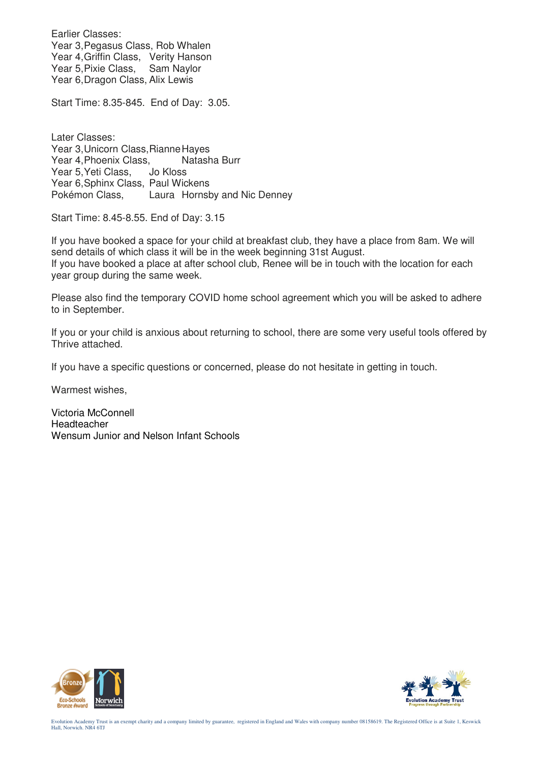Earlier Classes:
Year 3, Pegasus Class, Rob Whalen
Year 4, Griffin Class, Verity Hanson
Year 5, Pixie Class, Sam Naylor
Year 6, Dragon Class, Alix Lewis

Start Time: 8.35-845. End of Day: 3.05.

Later Classes:
Year 3, Unicorn Class, Rianne Hayes
Year 4, Phoenix Class, Natasha Burr
Year 5, Yeti Class, Jo Kloss
Year 6, Sphinx Class, Paul Wickens
Pokémon Class, Laura Hornsby and Nic Denney

Start Time: 8.45-8.55. End of Day: 3.15

If you have booked a space for your child at breakfast club, they have a place from 8am. We will send details of which class it will be in the week beginning 31st August.
If you have booked a place at after school club, Renee will be in touch with the location for each year group during the same week.

Please also find the temporary COVID home school agreement which you will be asked to adhere to in September.

If you or your child is anxious about returning to school, there are some very useful tools offered by Thrive attached.

If you have a specific questions or concerned, please do not hesitate in getting in touch.

Warmest wishes,

Victoria McConnell
Headteacher
Wensum Junior and Nelson Infant Schools

Evolution Academy Trust is an exempt charity and a company limited by guarantee, registered in England and Wales with company number 08158619. The Registered Office is at Suite 1, Keswick Hall, Norwich. NR4 6TJ